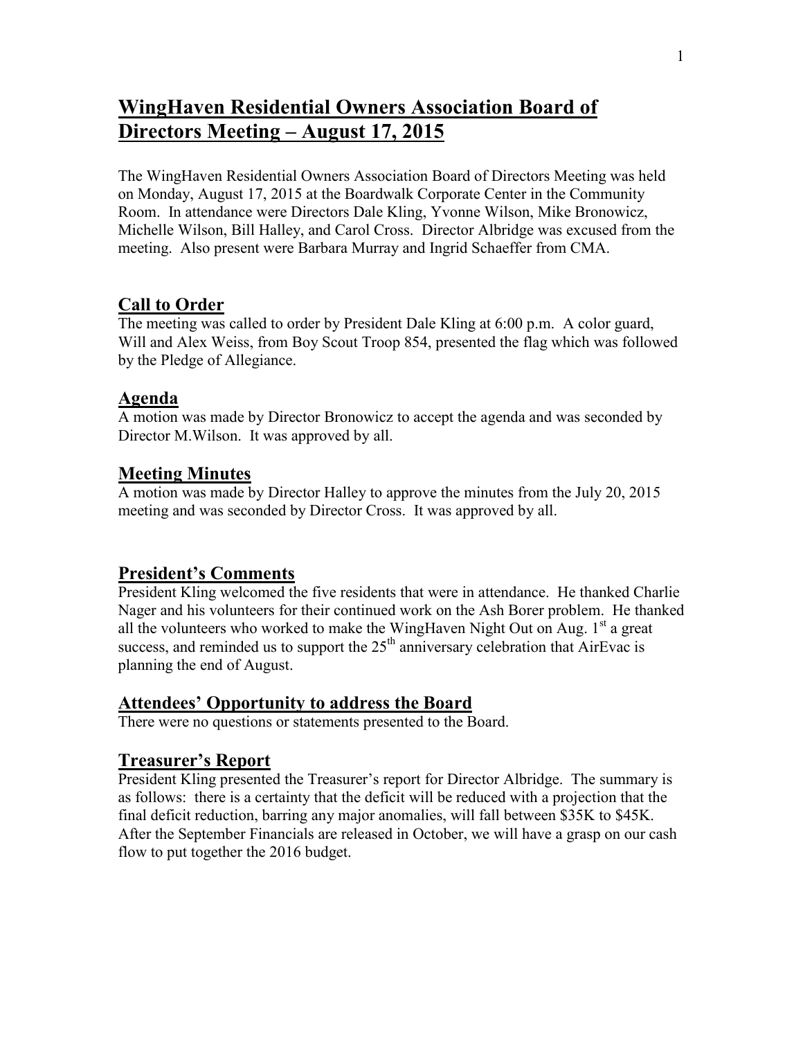# WingHaven Residential Owners Association Board of Directors Meeting – August 17, 2015

The WingHaven Residential Owners Association Board of Directors Meeting was held on Monday, August 17, 2015 at the Boardwalk Corporate Center in the Community Room. In attendance were Directors Dale Kling, Yvonne Wilson, Mike Bronowicz, Michelle Wilson, Bill Halley, and Carol Cross. Director Albridge was excused from the meeting. Also present were Barbara Murray and Ingrid Schaeffer from CMA.

## Call to Order

The meeting was called to order by President Dale Kling at 6:00 p.m. A color guard, Will and Alex Weiss, from Boy Scout Troop 854, presented the flag which was followed by the Pledge of Allegiance.

## Agenda

A motion was made by Director Bronowicz to accept the agenda and was seconded by Director M.Wilson. It was approved by all.

## Meeting Minutes

A motion was made by Director Halley to approve the minutes from the July 20, 2015 meeting and was seconded by Director Cross. It was approved by all.

## President's Comments

President Kling welcomed the five residents that were in attendance. He thanked Charlie Nager and his volunteers for their continued work on the Ash Borer problem. He thanked all the volunteers who worked to make the WingHaven Night Out on Aug. 1st a great success, and reminded us to support the 25th anniversary celebration that AirEvac is planning the end of August.

## Attendees' Opportunity to address the Board

There were no questions or statements presented to the Board.

## Treasurer's Report

President Kling presented the Treasurer's report for Director Albridge. The summary is as follows: there is a certainty that the deficit will be reduced with a projection that the final deficit reduction, barring any major anomalies, will fall between $35K to $45K. After the September Financials are released in October, we will have a grasp on our cash flow to put together the 2016 budget.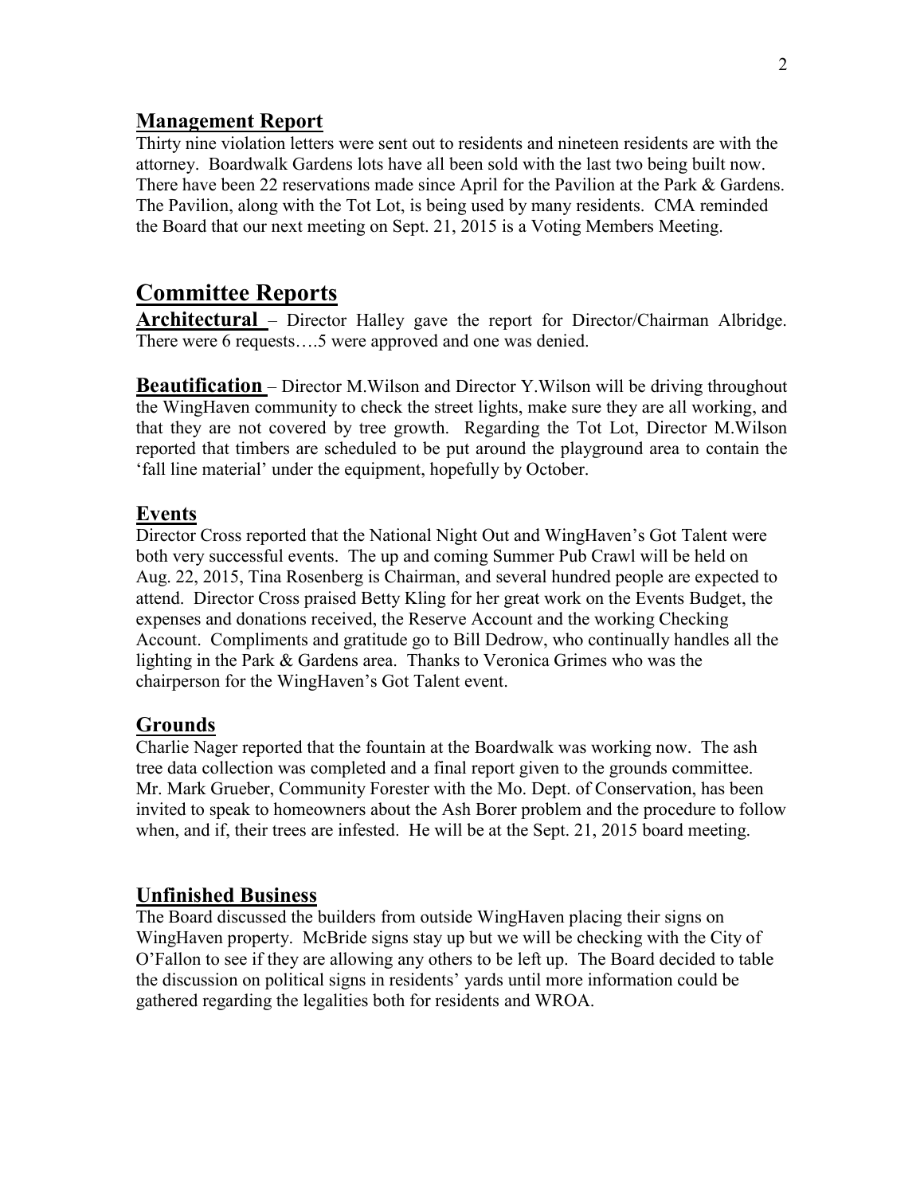## Management Report

Thirty nine violation letters were sent out to residents and nineteen residents are with the attorney. Boardwalk Gardens lots have all been sold with the last two being built now. There have been 22 reservations made since April for the Pavilion at the Park & Gardens. The Pavilion, along with the Tot Lot, is being used by many residents. CMA reminded the Board that our next meeting on Sept. 21, 2015 is a Voting Members Meeting.

# Committee Reports

**Architectural** – Director Halley gave the report for Director/Chairman Albridge. There were 6 requests….5 were approved and one was denied.

**Beautification** – Director M.Wilson and Director Y.Wilson will be driving throughout the WingHaven community to check the street lights, make sure they are all working, and that they are not covered by tree growth. Regarding the Tot Lot, Director M.Wilson reported that timbers are scheduled to be put around the playground area to contain the 'fall line material' under the equipment, hopefully by October.

## Events

Director Cross reported that the National Night Out and WingHaven's Got Talent were both very successful events. The up and coming Summer Pub Crawl will be held on Aug. 22, 2015, Tina Rosenberg is Chairman, and several hundred people are expected to attend. Director Cross praised Betty Kling for her great work on the Events Budget, the expenses and donations received, the Reserve Account and the working Checking Account. Compliments and gratitude go to Bill Dedrow, who continually handles all the lighting in the Park & Gardens area. Thanks to Veronica Grimes who was the chairperson for the WingHaven's Got Talent event.

## Grounds

Charlie Nager reported that the fountain at the Boardwalk was working now. The ash tree data collection was completed and a final report given to the grounds committee. Mr. Mark Grueber, Community Forester with the Mo. Dept. of Conservation, has been invited to speak to homeowners about the Ash Borer problem and the procedure to follow when, and if, their trees are infested. He will be at the Sept. 21, 2015 board meeting.

## Unfinished Business

The Board discussed the builders from outside WingHaven placing their signs on WingHaven property. McBride signs stay up but we will be checking with the City of O'Fallon to see if they are allowing any others to be left up. The Board decided to table the discussion on political signs in residents' yards until more information could be gathered regarding the legalities both for residents and WROA.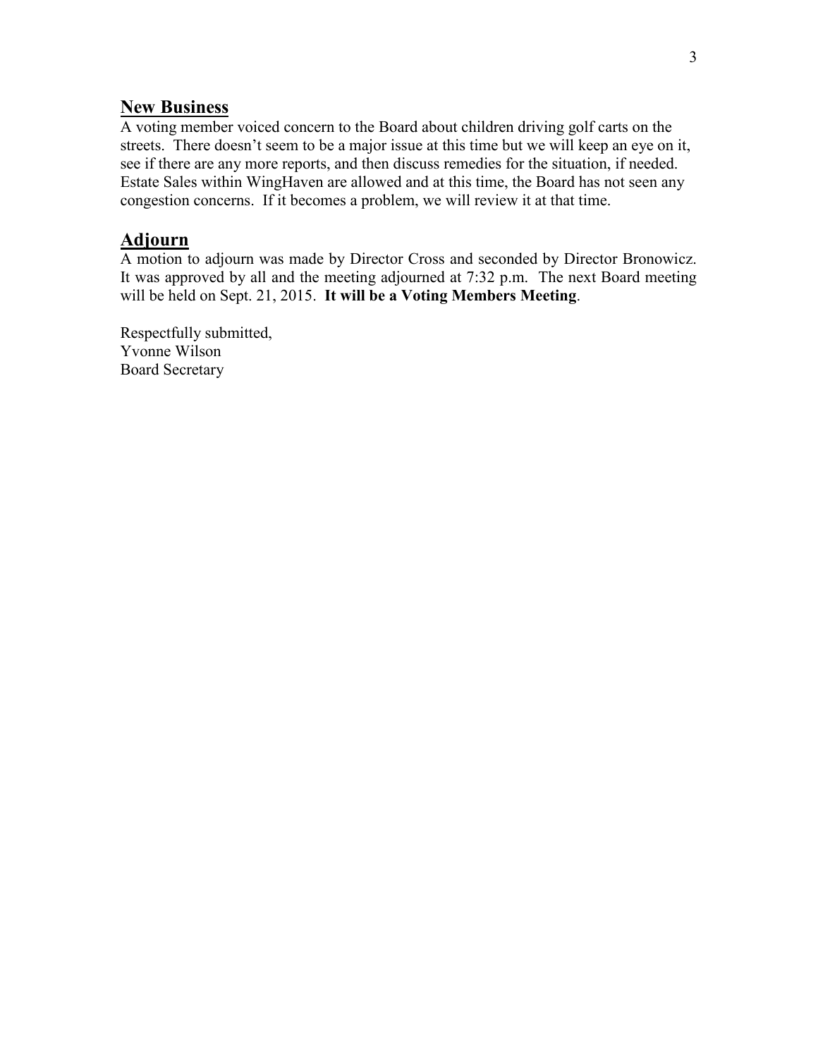## New Business

A voting member voiced concern to the Board about children driving golf carts on the streets. There doesn't seem to be a major issue at this time but we will keep an eye on it, see if there are any more reports, and then discuss remedies for the situation, if needed. Estate Sales within WingHaven are allowed and at this time, the Board has not seen any congestion concerns. If it becomes a problem, we will review it at that time.

## Adjourn

A motion to adjourn was made by Director Cross and seconded by Director Bronowicz. It was approved by all and the meeting adjourned at 7:32 p.m. The next Board meeting will be held on Sept. 21, 2015. **It will be a Voting Members Meeting**.

Respectfully submitted,
Yvonne Wilson
Board Secretary